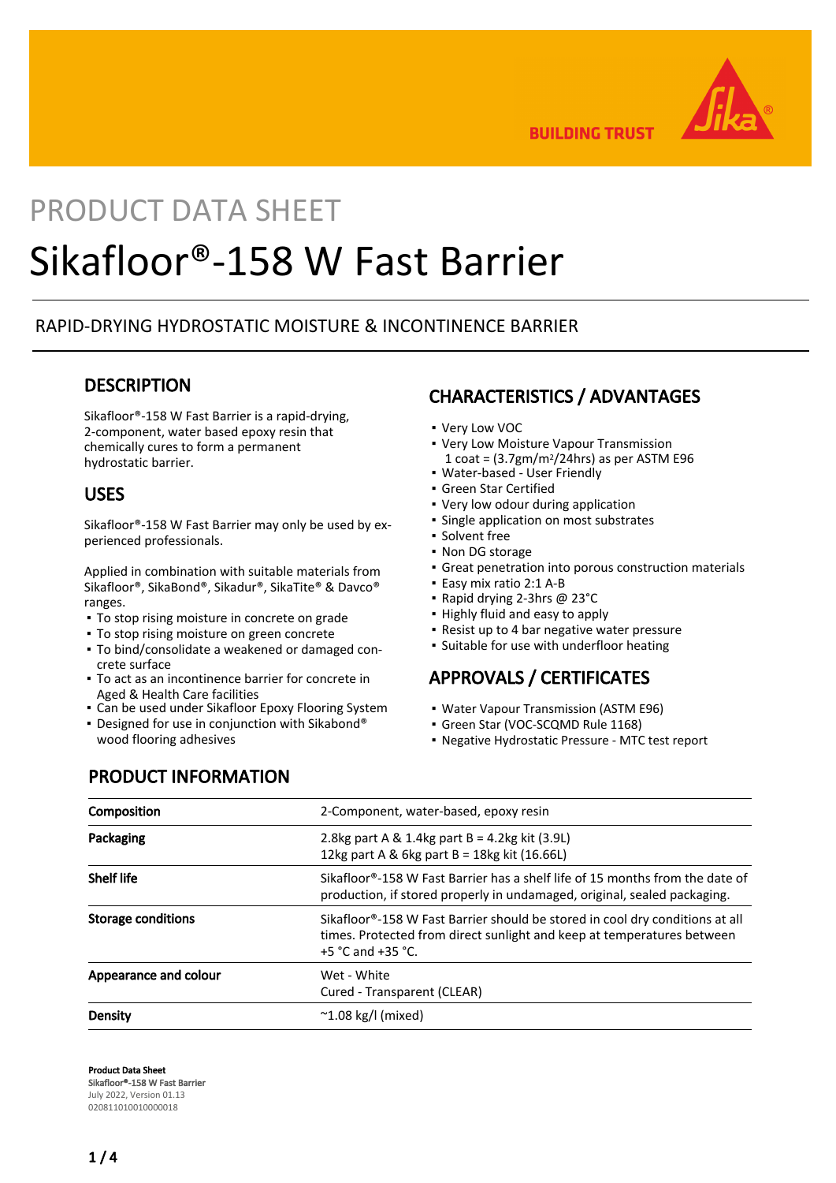# PRODUCT DATA SHEET

# Sikafloor®-158 W Fast Barrier

RAPID-DRYING HYDROSTATIC MOISTURE & INCONTINENCE BARRIER

## DESCRIPTION

Sikafloor®-158 W Fast Barrier is a rapid-drying, 2-component, water based epoxy resin that chemically cures to form a permanent hydrostatic barrier.

## USES

Sikafloor®-158 W Fast Barrier may only be used by experienced professionals.

Applied in combination with suitable materials from Sikafloor®, SikaBond®, Sikadur®, SikaTite® & Davco® ranges.

- To stop rising moisture in concrete on grade
- To stop rising moisture on green concrete
- To bind/consolidate a weakened or damaged concrete surface
- To act as an incontinence barrier for concrete in Aged & Health Care facilities
- Can be used under Sikafloor Epoxy Flooring System
- Designed for use in conjunction with Sikabond® wood flooring adhesives

## CHARACTERISTICS / ADVANTAGES

- Very Low VOC
- Very Low Moisture Vapour Transmission 1 coat = (3.7gm/m²/24hrs) as per ASTM E96
- Water-based - User Friendly
- Green Star Certified
- Very low odour during application
- Single application on most substrates
- Solvent free
- Non DG storage
- Great penetration into porous construction materials
- Easy mix ratio 2:1 A-B
- Rapid drying 2-3hrs @ 23°C
- Highly fluid and easy to apply
- Resist up to 4 bar negative water pressure
- Suitable for use with underfloor heating

## APPROVALS / CERTIFICATES

- Water Vapour Transmission (ASTM E96)
- Green Star (VOC-SCQMD Rule 1168)
- Negative Hydrostatic Pressure - MTC test report

## PRODUCT INFORMATION

| | |
|---|---|
| **Composition** | 2-Component, water-based, epoxy resin |
| **Packaging** | 2.8kg part A & 1.4kg part B = 4.2kg kit (3.9L)<br>12kg part A & 6kg part B = 18kg kit (16.66L) |
| **Shelf life** | Sikafloor®-158 W Fast Barrier has a shelf life of 15 months from the date of production, if stored properly in undamaged, original, sealed packaging. |
| **Storage conditions** | Sikafloor®-158 W Fast Barrier should be stored in cool dry conditions at all times. Protected from direct sunlight and keep at temperatures between +5 °C and +35 °C. |
| **Appearance and colour** | Wet - White<br>Cured - Transparent (CLEAR) |
| **Density** | ~1.08 kg/l (mixed) |

**Product Data Sheet**
**Sikafloor®-158 W Fast Barrier**
July 2022, Version 01.13
020811010010000018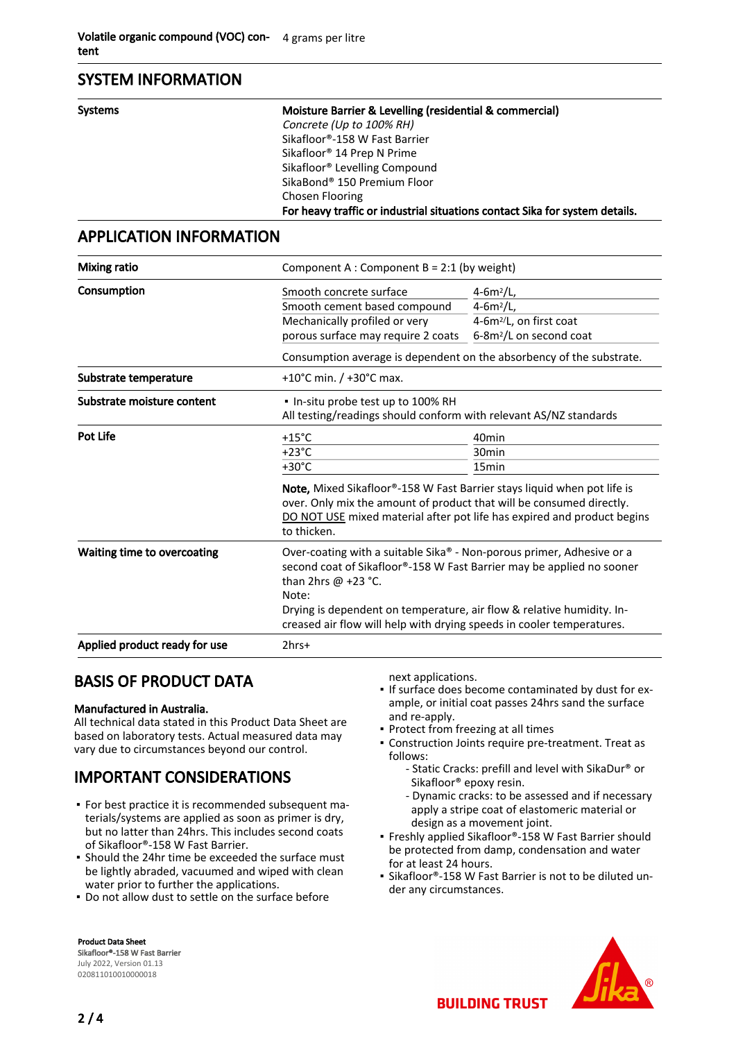| | |
|---|---|
| **Volatile organic compound (VOC) content** | 4 grams per litre |

## SYSTEM INFORMATION

| | |
|---|---|
| **Systems** | **Moisture Barrier & Levelling (residential & commercial)**<br>*Concrete (Up to 100% RH)*<br>Sikafloor®-158 W Fast Barrier<br>Sikafloor® 14 Prep N Prime<br>Sikafloor® Levelling Compound<br>SikaBond® 150 Premium Floor<br>Chosen Flooring<br>**For heavy traffic or industrial situations contact Sika for system details.** |

## APPLICATION INFORMATION

| | | |
|---|---|---|
| **Mixing ratio** | Component A : Component B = 2:1 (by weight) | |
| **Consumption** | Smooth concrete surface | 4-6m²/L, |
| | Smooth cement based compound | 4-6m²/L, |
| | Mechanically profiled or very porous surface may require 2 coats | 4-6m²/L, on first coat<br>6-8m²/L on second coat |
| | Consumption average is dependent on the absorbency of the substrate. | |
| **Substrate temperature** | +10°C min. / +30°C max. | |
| **Substrate moisture content** | ▪ In-situ probe test up to 100% RH<br>All testing/readings should conform with relevant AS/NZ standards | |
| **Pot Life** | +15°C | 40min |
| | +23°C | 30min |
| | +30°C | 15min |
| | **Note,** Mixed Sikafloor®-158 W Fast Barrier stays liquid when pot life is over. Only mix the amount of product that will be consumed directly. DO NOT USE mixed material after pot life has expired and product begins to thicken. | |
| **Waiting time to overcoating** | Over-coating with a suitable Sika® - Non-porous primer, Adhesive or a second coat of Sikafloor®-158 W Fast Barrier may be applied no sooner than 2hrs @ +23 °C.<br>Note:<br>Drying is dependent on temperature, air flow & relative humidity. Increased air flow will help with drying speeds in cooler temperatures. | |
| **Applied product ready for use** | 2hrs+ | |

## BASIS OF PRODUCT DATA

**Manufactured in Australia.**

All technical data stated in this Product Data Sheet are based on laboratory tests. Actual measured data may vary due to circumstances beyond our control.

## IMPORTANT CONSIDERATIONS

- For best practice it is recommended subsequent materials/systems are applied as soon as primer is dry, but no latter than 24hrs. This includes second coats of Sikafloor®-158 W Fast Barrier.
- Should the 24hr time be exceeded the surface must be lightly abraded, vacuumed and wiped with clean water prior to further the applications.
- Do not allow dust to settle on the surface before next applications.
- If surface does become contaminated by dust for example, or initial coat passes 24hrs sand the surface and re-apply.
- Protect from freezing at all times
- Construction Joints require pre-treatment. Treat as follows:
  - Static Cracks: prefill and level with SikaDur® or Sikafloor® epoxy resin.
  - Dynamic cracks: to be assessed and if necessary apply a stripe coat of elastomeric material or design as a movement joint.
- Freshly applied Sikafloor®-158 W Fast Barrier should be protected from damp, condensation and water for at least 24 hours.
- Sikafloor®-158 W Fast Barrier is not to be diluted under any circumstances.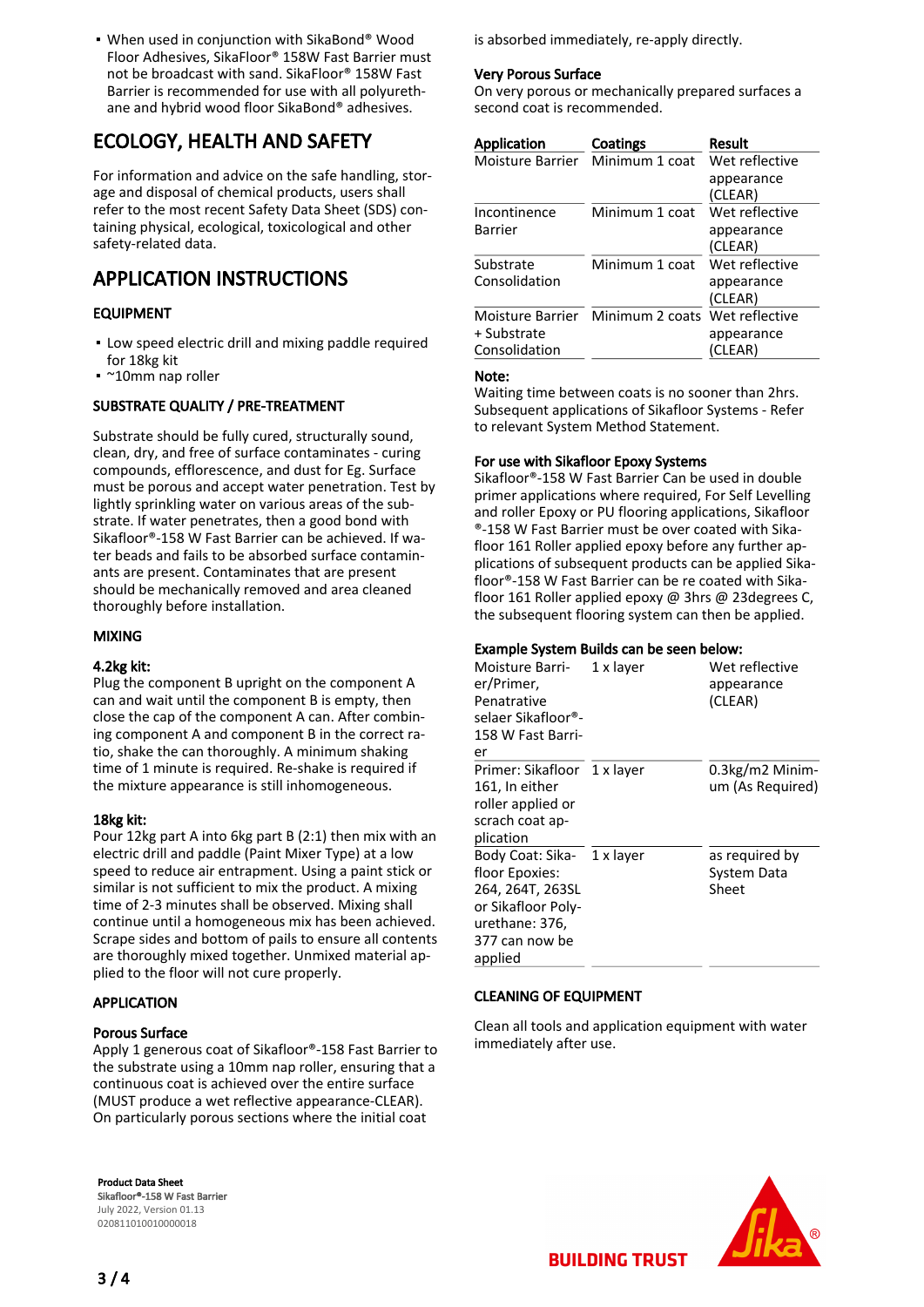- When used in conjunction with SikaBond® Wood Floor Adhesives, SikaFloor® 158W Fast Barrier must not be broadcast with sand. SikaFloor® 158W Fast Barrier is recommended for use with all polyurethane and hybrid wood floor SikaBond® adhesives.

## ECOLOGY, HEALTH AND SAFETY

For information and advice on the safe handling, storage and disposal of chemical products, users shall refer to the most recent Safety Data Sheet (SDS) containing physical, ecological, toxicological and other safety-related data.

## APPLICATION INSTRUCTIONS

### EQUIPMENT

- Low speed electric drill and mixing paddle required for 18kg kit
- ~10mm nap roller

### SUBSTRATE QUALITY / PRE-TREATMENT

Substrate should be fully cured, structurally sound, clean, dry, and free of surface contaminates - curing compounds, efflorescence, and dust for Eg. Surface must be porous and accept water penetration. Test by lightly sprinkling water on various areas of the substrate. If water penetrates, then a good bond with Sikafloor®-158 W Fast Barrier can be achieved. If water beads and fails to be absorbed surface contaminants are present. Contaminates that are present should be mechanically removed and area cleaned thoroughly before installation.

### MIXING

**4.2kg kit:**

Plug the component B upright on the component A can and wait until the component B is empty, then close the cap of the component A can. After combining component A and component B in the correct ratio, shake the can thoroughly. A minimum shaking time of 1 minute is required. Re-shake is required if the mixture appearance is still inhomogeneous.

**18kg kit:**

Pour 12kg part A into 6kg part B (2:1) then mix with an electric drill and paddle (Paint Mixer Type) at a low speed to reduce air entrapment. Using a paint stick or similar is not sufficient to mix the product. A mixing time of 2-3 minutes shall be observed. Mixing shall continue until a homogeneous mix has been achieved. Scrape sides and bottom of pails to ensure all contents are thoroughly mixed together. Unmixed material applied to the floor will not cure properly.

### APPLICATION

**Porous Surface**

Apply 1 generous coat of Sikafloor®-158 Fast Barrier to the substrate using a 10mm nap roller, ensuring that a continuous coat is achieved over the entire surface (MUST produce a wet reflective appearance-CLEAR). On particularly porous sections where the initial coat is absorbed immediately, re-apply directly.

**Very Porous Surface**

On very porous or mechanically prepared surfaces a second coat is recommended.

| Application | Coatings | Result |
|---|---|---|
| Moisture Barrier | Minimum 1 coat | Wet reflective appearance (CLEAR) |
| Incontinence Barrier | Minimum 1 coat | Wet reflective appearance (CLEAR) |
| Substrate Consolidation | Minimum 1 coat | Wet reflective appearance (CLEAR) |
| Moisture Barrier + Substrate Consolidation | Minimum 2 coats | Wet reflective appearance (CLEAR) |

**Note:**

Waiting time between coats is no sooner than 2hrs. Subsequent applications of Sikafloor Systems - Refer to relevant System Method Statement.

**For use with Sikafloor Epoxy Systems**

Sikafloor®-158 W Fast Barrier Can be used in double primer applications where required, For Self Levelling and roller Epoxy or PU flooring applications, Sikafloor®-158 W Fast Barrier must be over coated with Sikafloor 161 Roller applied epoxy before any further applications of subsequent products can be applied Sikafloor®-158 W Fast Barrier can be re coated with Sikafloor 161 Roller applied epoxy @ 3hrs @ 23degrees C, the subsequent flooring system can then be applied.

**Example System Builds can be seen below:**

| | | |
|---|---|---|
| Moisture Barrier/Primer, Penatrative selaer Sikafloor®-158 W Fast Barrier | 1 x layer | Wet reflective appearance (CLEAR) |
| Primer: Sikafloor 161, In either roller applied or scrach coat application | 1 x layer | 0.3kg/m2 Minimum (As Required) |
| Body Coat: Sikafloor Epoxies: 264, 264T, 263SL or Sikafloor Polyurethane: 376, 377 can now be applied | 1 x layer | as required by System Data Sheet |

### CLEANING OF EQUIPMENT

Clean all tools and application equipment with water immediately after use.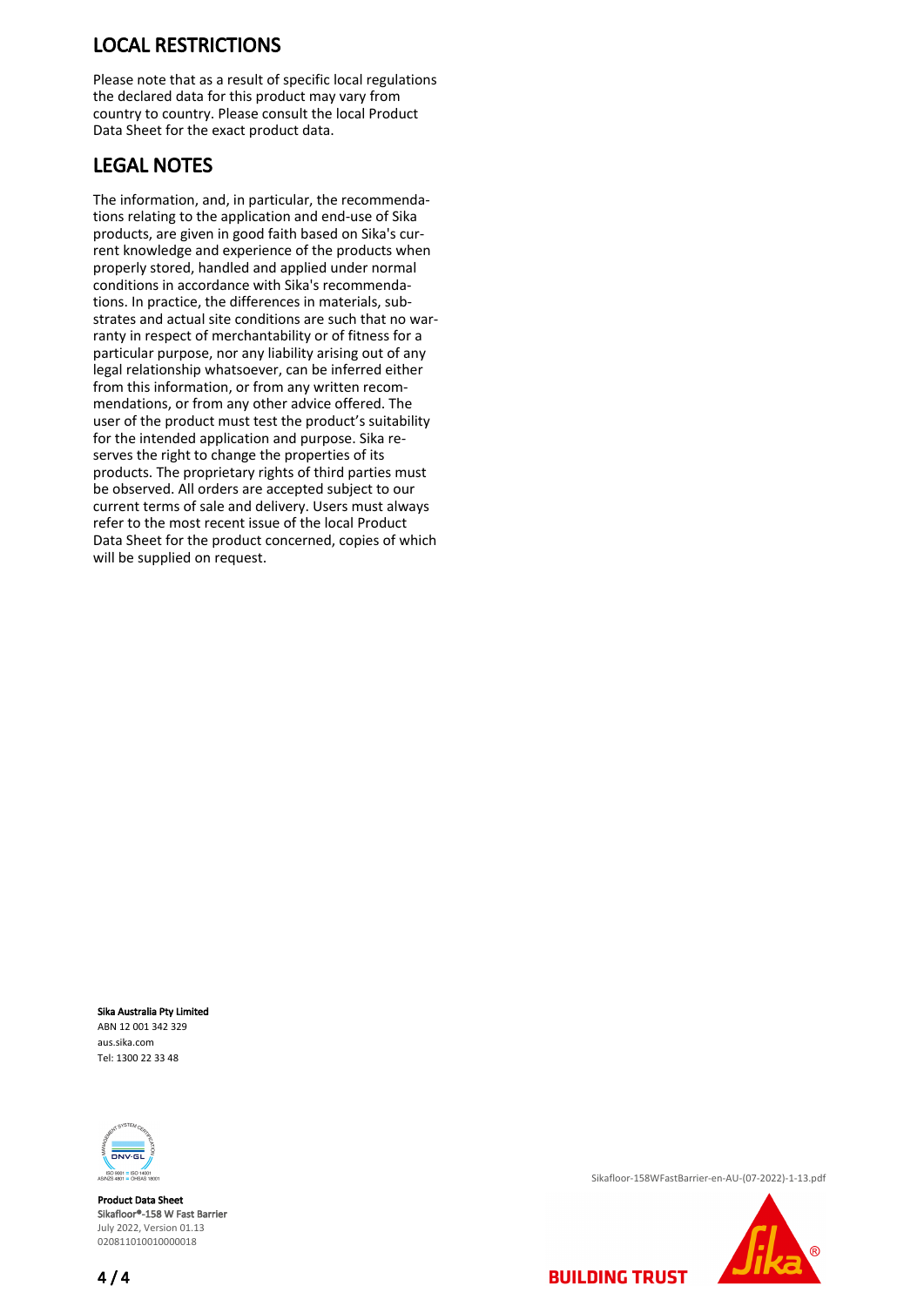## LOCAL RESTRICTIONS

Please note that as a result of specific local regulations the declared data for this product may vary from country to country. Please consult the local Product Data Sheet for the exact product data.

## LEGAL NOTES

The information, and, in particular, the recommendations relating to the application and end-use of Sika products, are given in good faith based on Sika's current knowledge and experience of the products when properly stored, handled and applied under normal conditions in accordance with Sika's recommendations. In practice, the differences in materials, substrates and actual site conditions are such that no warranty in respect of merchantability or of fitness for a particular purpose, nor any liability arising out of any legal relationship whatsoever, can be inferred either from this information, or from any written recommendations, or from any other advice offered. The user of the product must test the product's suitability for the intended application and purpose. Sika reserves the right to change the properties of its products. The proprietary rights of third parties must be observed. All orders are accepted subject to our current terms of sale and delivery. Users must always refer to the most recent issue of the local Product Data Sheet for the product concerned, copies of which will be supplied on request.

**Sika Australia Pty Limited**
ABN 12 001 342 329
aus.sika.com
Tel: 1300 22 33 48

Sikafloor-158WFastBarrier-en-AU-(07-2022)-1-13.pdf

**Product Data Sheet**
**Sikafloor®-158 W Fast Barrier**
July 2022, Version 01.13
020811010010000018

BUILDING TRUST